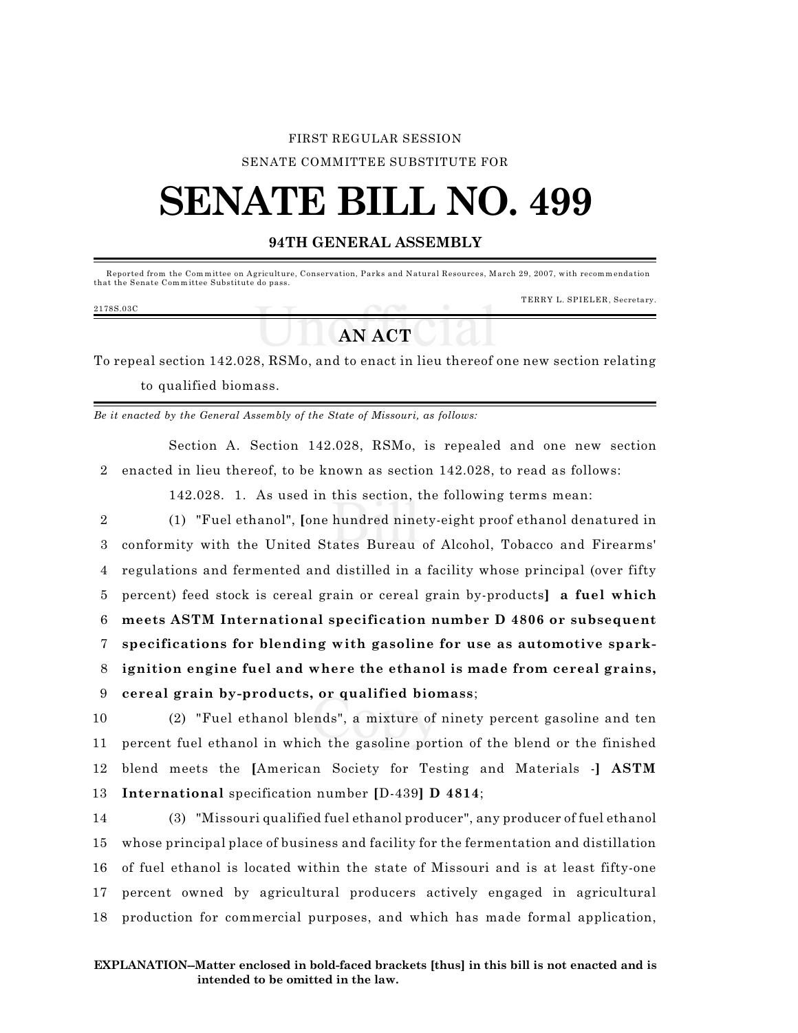FIRST REGULAR SESSION

SENATE COMMITTEE SUBSTITUTE FOR

# SENATE BILL NO. 499

## 94TH GENERAL ASSEMBLY

Reported from the Committee on Agriculture, Conservation, Parks and Natural Resources, March 29, 2007, with recommendation that the Senate Committee Substitute do pass.

TERRY L. SPIELER, Secretary.

2178S.03C

## AN ACT

To repeal section 142.028, RSMo, and to enact in lieu thereof one new section relating to qualified biomass.

*Be it enacted by the General Assembly of the State of Missouri, as follows:*

Section A. Section 142.028, RSMo, is repealed and one new section enacted in lieu thereof, to be known as section 142.028, to read as follows:

142.028. 1. As used in this section, the following terms mean:

(1) "Fuel ethanol", **[**one hundred ninety-eight proof ethanol denatured in conformity with the United States Bureau of Alcohol, Tobacco and Firearms' regulations and fermented and distilled in a facility whose principal (over fifty percent) feed stock is cereal grain or cereal grain by-products**]** **a fuel which meets ASTM International specification number D 4806 or subsequent specifications for blending with gasoline for use as automotive spark-ignition engine fuel and where the ethanol is made from cereal grains, cereal grain by-products, or qualified biomass**;

(2) "Fuel ethanol blends", a mixture of ninety percent gasoline and ten percent fuel ethanol in which the gasoline portion of the blend or the finished blend meets the **[**American Society for Testing and Materials -**]** **ASTM International** specification number **[**D-439**]** **D 4814**;

(3) "Missouri qualified fuel ethanol producer", any producer of fuel ethanol whose principal place of business and facility for the fermentation and distillation of fuel ethanol is located within the state of Missouri and is at least fifty-one percent owned by agricultural producers actively engaged in agricultural production for commercial purposes, and which has made formal application,

**EXPLANATION–Matter enclosed in bold-faced brackets [thus] in this bill is not enacted and is intended to be omitted in the law.**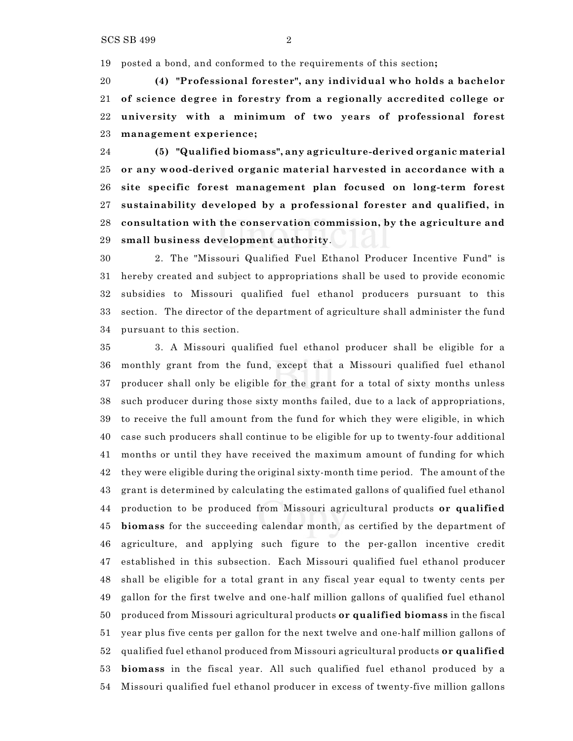posted a bond, and conformed to the requirements of this section**;**

**(4) "Professional forester", any individual who holds a bachelor of science degree in forestry from a regionally accredited college or university with a minimum of two years of professional forest management experience;**

**(5) "Qualified biomass", any agriculture-derived organic material or any wood-derived organic material harvested in accordance with a site specific forest management plan focused on long-term forest sustainability developed by a professional forester and qualified, in consultation with the conservation commission, by the agriculture and small business development authority**.

2. The "Missouri Qualified Fuel Ethanol Producer Incentive Fund" is hereby created and subject to appropriations shall be used to provide economic subsidies to Missouri qualified fuel ethanol producers pursuant to this section. The director of the department of agriculture shall administer the fund pursuant to this section.

3. A Missouri qualified fuel ethanol producer shall be eligible for a monthly grant from the fund, except that a Missouri qualified fuel ethanol producer shall only be eligible for the grant for a total of sixty months unless such producer during those sixty months failed, due to a lack of appropriations, to receive the full amount from the fund for which they were eligible, in which case such producers shall continue to be eligible for up to twenty-four additional months or until they have received the maximum amount of funding for which they were eligible during the original sixty-month time period. The amount of the grant is determined by calculating the estimated gallons of qualified fuel ethanol production to be produced from Missouri agricultural products **or qualified biomass** for the succeeding calendar month, as certified by the department of agriculture, and applying such figure to the per-gallon incentive credit established in this subsection. Each Missouri qualified fuel ethanol producer shall be eligible for a total grant in any fiscal year equal to twenty cents per gallon for the first twelve and one-half million gallons of qualified fuel ethanol produced from Missouri agricultural products **or qualified biomass** in the fiscal year plus five cents per gallon for the next twelve and one-half million gallons of qualified fuel ethanol produced from Missouri agricultural products **or qualified biomass** in the fiscal year. All such qualified fuel ethanol produced by a Missouri qualified fuel ethanol producer in excess of twenty-five million gallons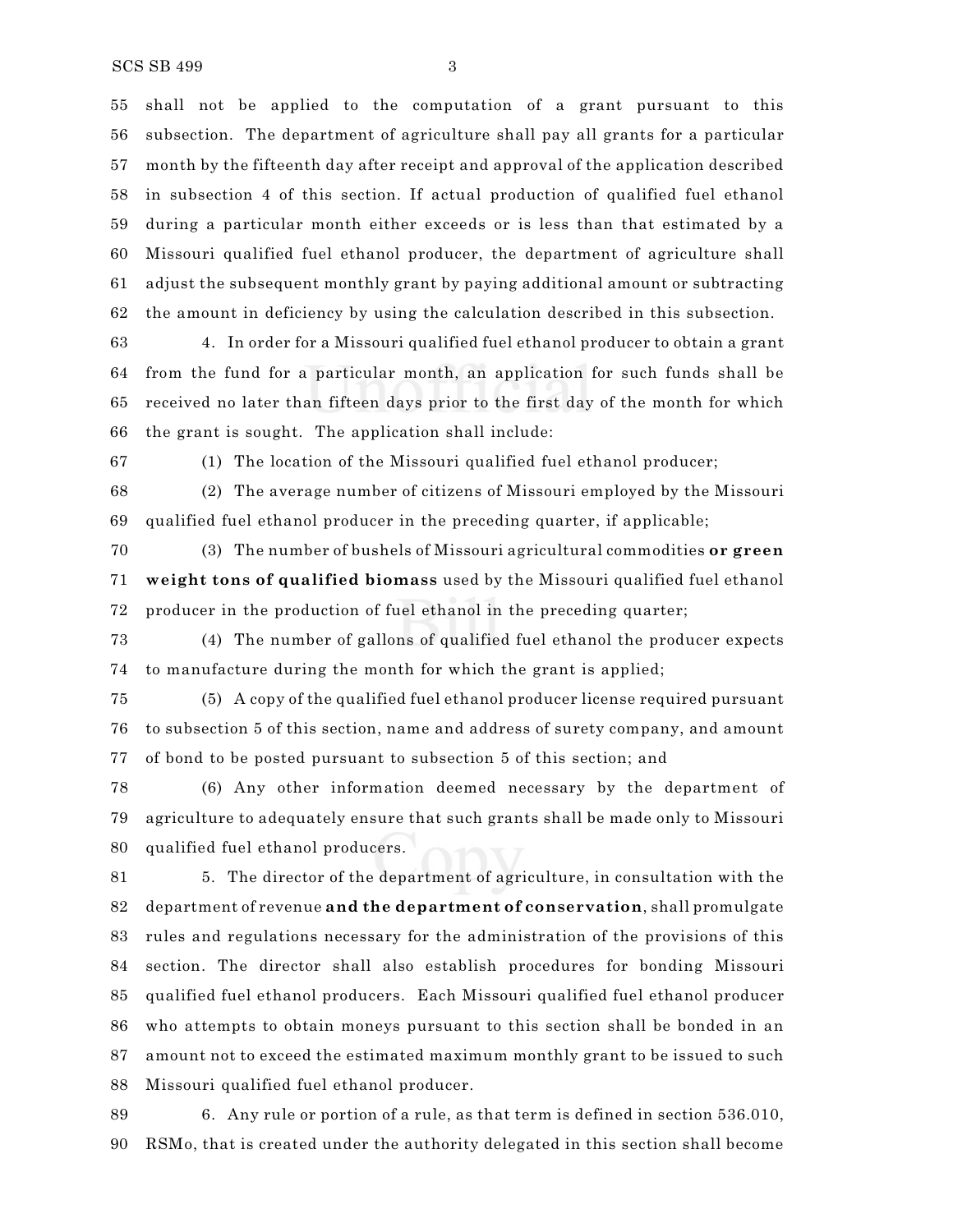shall not be applied to the computation of a grant pursuant to this subsection. The department of agriculture shall pay all grants for a particular month by the fifteenth day after receipt and approval of the application described in subsection 4 of this section. If actual production of qualified fuel ethanol during a particular month either exceeds or is less than that estimated by a Missouri qualified fuel ethanol producer, the department of agriculture shall adjust the subsequent monthly grant by paying additional amount or subtracting the amount in deficiency by using the calculation described in this subsection.

4. In order for a Missouri qualified fuel ethanol producer to obtain a grant from the fund for a particular month, an application for such funds shall be received no later than fifteen days prior to the first day of the month for which the grant is sought. The application shall include:

(1) The location of the Missouri qualified fuel ethanol producer;

(2) The average number of citizens of Missouri employed by the Missouri qualified fuel ethanol producer in the preceding quarter, if applicable;

(3) The number of bushels of Missouri agricultural commodities **or green weight tons of qualified biomass** used by the Missouri qualified fuel ethanol producer in the production of fuel ethanol in the preceding quarter;

(4) The number of gallons of qualified fuel ethanol the producer expects to manufacture during the month for which the grant is applied;

(5) A copy of the qualified fuel ethanol producer license required pursuant to subsection 5 of this section, name and address of surety company, and amount of bond to be posted pursuant to subsection 5 of this section; and

(6) Any other information deemed necessary by the department of agriculture to adequately ensure that such grants shall be made only to Missouri qualified fuel ethanol producers.

5. The director of the department of agriculture, in consultation with the department of revenue **and the department of conservation**, shall promulgate rules and regulations necessary for the administration of the provisions of this section. The director shall also establish procedures for bonding Missouri qualified fuel ethanol producers. Each Missouri qualified fuel ethanol producer who attempts to obtain moneys pursuant to this section shall be bonded in an amount not to exceed the estimated maximum monthly grant to be issued to such Missouri qualified fuel ethanol producer.

6. Any rule or portion of a rule, as that term is defined in section 536.010, RSMo, that is created under the authority delegated in this section shall become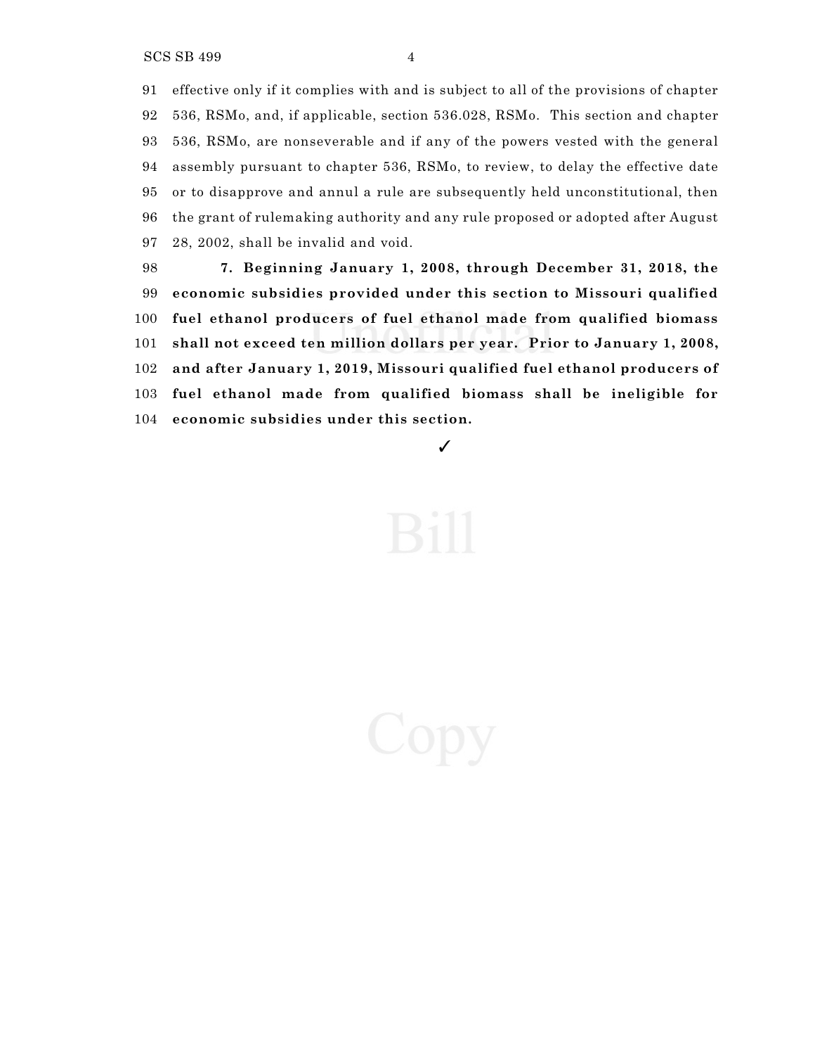91 effective only if it complies with and is subject to all of the provisions of chapter
92 536, RSMo, and, if applicable, section 536.028, RSMo. This section and chapter
93 536, RSMo, are nonseverable and if any of the powers vested with the general
94 assembly pursuant to chapter 536, RSMo, to review, to delay the effective date
95 or to disapprove and annul a rule are subsequently held unconstitutional, then
96 the grant of rulemaking authority and any rule proposed or adopted after August
97 28, 2002, shall be invalid and void.

98 **7. Beginning January 1, 2008, through December 31, 2018, the**
99 **economic subsidies provided under this section to Missouri qualified**
100 **fuel ethanol producers of fuel ethanol made from qualified biomass**
101 **shall not exceed ten million dollars per year. Prior to January 1, 2008,**
102 **and after January 1, 2019, Missouri qualified fuel ethanol producers of**
103 **fuel ethanol made from qualified biomass shall be ineligible for**
104 **economic subsidies under this section.**

✓